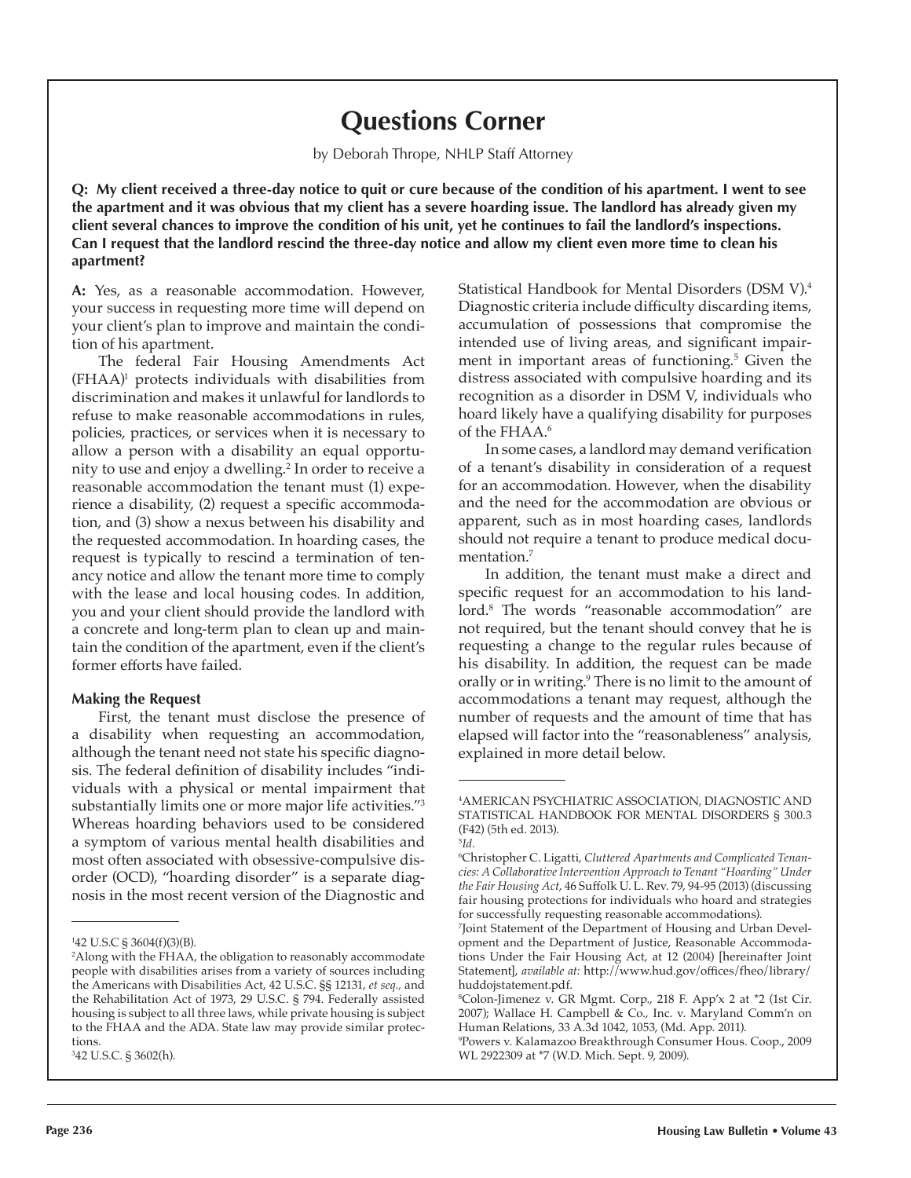# Questions Corner

by Deborah Thrope, NHLP Staff Attorney

**Q: My client received a three-day notice to quit or cure because of the condition of his apartment. I went to see the apartment and it was obvious that my client has a severe hoarding issue. The landlord has already given my client several chances to improve the condition of his unit, yet he continues to fail the landlord's inspections. Can I request that the landlord rescind the three-day notice and allow my client even more time to clean his apartment?**

**A:** Yes, as a reasonable accommodation. However, your success in requesting more time will depend on your client's plan to improve and maintain the condition of his apartment.

The federal Fair Housing Amendments Act (FHAA)[1] protects individuals with disabilities from discrimination and makes it unlawful for landlords to refuse to make reasonable accommodations in rules, policies, practices, or services when it is necessary to allow a person with a disability an equal opportunity to use and enjoy a dwelling.[2] In order to receive a reasonable accommodation the tenant must (1) experience a disability, (2) request a specific accommodation, and (3) show a nexus between his disability and the requested accommodation. In hoarding cases, the request is typically to rescind a termination of tenancy notice and allow the tenant more time to comply with the lease and local housing codes. In addition, you and your client should provide the landlord with a concrete and long-term plan to clean up and maintain the condition of the apartment, even if the client's former efforts have failed.

### Making the Request

First, the tenant must disclose the presence of a disability when requesting an accommodation, although the tenant need not state his specific diagnosis. The federal definition of disability includes "individuals with a physical or mental impairment that substantially limits one or more major life activities."[3] Whereas hoarding behaviors used to be considered a symptom of various mental health disabilities and most often associated with obsessive-compulsive disorder (OCD), "hoarding disorder" is a separate diagnosis in the most recent version of the Diagnostic and Statistical Handbook for Mental Disorders (DSM V).[4] Diagnostic criteria include difficulty discarding items, accumulation of possessions that compromise the intended use of living areas, and significant impairment in important areas of functioning.[5] Given the distress associated with compulsive hoarding and its recognition as a disorder in DSM V, individuals who hoard likely have a qualifying disability for purposes of the FHAA.[6]

In some cases, a landlord may demand verification of a tenant's disability in consideration of a request for an accommodation. However, when the disability and the need for the accommodation are obvious or apparent, such as in most hoarding cases, landlords should not require a tenant to produce medical documentation.[7]

In addition, the tenant must make a direct and specific request for an accommodation to his landlord.[8] The words "reasonable accommodation" are not required, but the tenant should convey that he is requesting a change to the regular rules because of his disability. In addition, the request can be made orally or in writing.[9] There is no limit to the amount of accommodations a tenant may request, although the number of requests and the amount of time that has elapsed will factor into the "reasonableness" analysis, explained in more detail below.

---

[1] 42 U.S.C § 3604(f)(3)(B).

[2] Along with the FHAA, the obligation to reasonably accommodate people with disabilities arises from a variety of sources including the Americans with Disabilities Act, 42 U.S.C. §§ 12131, *et seq.,* and the Rehabilitation Act of 1973, 29 U.S.C. § 794. Federally assisted housing is subject to all three laws, while private housing is subject to the FHAA and the ADA. State law may provide similar protections.

[3] 42 U.S.C. § 3602(h).

[4] AMERICAN PSYCHIATRIC ASSOCIATION, DIAGNOSTIC AND STATISTICAL HANDBOOK FOR MENTAL DISORDERS § 300.3 (F42) (5th ed. 2013).

[5] *Id*.

[6] Christopher C. Ligatti, *Cluttered Apartments and Complicated Tenancies: A Collaborative Intervention Approach to Tenant "Hoarding" Under the Fair Housing Act*, 46 Suffolk U. L. Rev. 79, 94-95 (2013) (discussing fair housing protections for individuals who hoard and strategies for successfully requesting reasonable accommodations).

[7] Joint Statement of the Department of Housing and Urban Development and the Department of Justice, Reasonable Accommodations Under the Fair Housing Act, at 12 (2004) [hereinafter Joint Statement], *available at:* http://www.hud.gov/offices/fheo/library/huddojstatement.pdf.

[8] Colon-Jimenez v. GR Mgmt. Corp., 218 F. App'x 2 at *2 (1st Cir. 2007); Wallace H. Campbell & Co., Inc. v. Maryland Comm'n on Human Relations, 33 A.3d 1042, 1053, (Md. App. 2011).

[9] Powers v. Kalamazoo Breakthrough Consumer Hous. Coop., 2009 WL 2922309 at *7 (W.D. Mich. Sept. 9, 2009).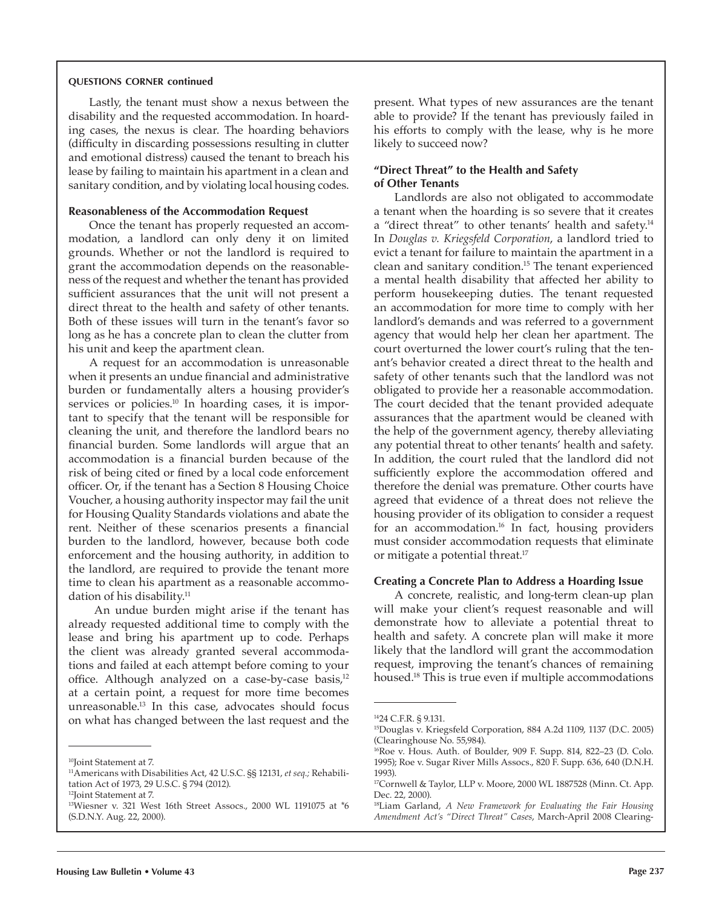**QUESTIONS CORNER continued**

Lastly, the tenant must show a nexus between the disability and the requested accommodation. In hoarding cases, the nexus is clear. The hoarding behaviors (difficulty in discarding possessions resulting in clutter and emotional distress) caused the tenant to breach his lease by failing to maintain his apartment in a clean and sanitary condition, and by violating local housing codes.

### Reasonableness of the Accommodation Request

Once the tenant has properly requested an accommodation, a landlord can only deny it on limited grounds. Whether or not the landlord is required to grant the accommodation depends on the reasonableness of the request and whether the tenant has provided sufficient assurances that the unit will not present a direct threat to the health and safety of other tenants. Both of these issues will turn in the tenant's favor so long as he has a concrete plan to clean the clutter from his unit and keep the apartment clean.

A request for an accommodation is unreasonable when it presents an undue financial and administrative burden or fundamentally alters a housing provider's services or policies.[10] In hoarding cases, it is important to specify that the tenant will be responsible for cleaning the unit, and therefore the landlord bears no financial burden. Some landlords will argue that an accommodation is a financial burden because of the risk of being cited or fined by a local code enforcement officer. Or, if the tenant has a Section 8 Housing Choice Voucher, a housing authority inspector may fail the unit for Housing Quality Standards violations and abate the rent. Neither of these scenarios presents a financial burden to the landlord, however, because both code enforcement and the housing authority, in addition to the landlord, are required to provide the tenant more time to clean his apartment as a reasonable accommodation of his disability.[11]

An undue burden might arise if the tenant has already requested additional time to comply with the lease and bring his apartment up to code. Perhaps the client was already granted several accommodations and failed at each attempt before coming to your office. Although analyzed on a case-by-case basis,[12] at a certain point, a request for more time becomes unreasonable.[13] In this case, advocates should focus on what has changed between the last request and the present. What types of new assurances are the tenant able to provide? If the tenant has previously failed in his efforts to comply with the lease, why is he more likely to succeed now?

### "Direct Threat" to the Health and Safety of Other Tenants

Landlords are also not obligated to accommodate a tenant when the hoarding is so severe that it creates a "direct threat" to other tenants' health and safety.[14] In *Douglas v. Kriegsfeld Corporation*, a landlord tried to evict a tenant for failure to maintain the apartment in a clean and sanitary condition.[15] The tenant experienced a mental health disability that affected her ability to perform housekeeping duties. The tenant requested an accommodation for more time to comply with her landlord's demands and was referred to a government agency that would help her clean her apartment. The court overturned the lower court's ruling that the tenant's behavior created a direct threat to the health and safety of other tenants such that the landlord was not obligated to provide her a reasonable accommodation. The court decided that the tenant provided adequate assurances that the apartment would be cleaned with the help of the government agency, thereby alleviating any potential threat to other tenants' health and safety. In addition, the court ruled that the landlord did not sufficiently explore the accommodation offered and therefore the denial was premature. Other courts have agreed that evidence of a threat does not relieve the housing provider of its obligation to consider a request for an accommodation.[16] In fact, housing providers must consider accommodation requests that eliminate or mitigate a potential threat.[17]

### Creating a Concrete Plan to Address a Hoarding Issue

A concrete, realistic, and long-term clean-up plan will make your client's request reasonable and will demonstrate how to alleviate a potential threat to health and safety. A concrete plan will make it more likely that the landlord will grant the accommodation request, improving the tenant's chances of remaining housed.[18] This is true even if multiple accommodations

---

[10]Joint Statement at 7.

[11]Americans with Disabilities Act, 42 U.S.C. §§ 12131, *et seq.;* Rehabilitation Act of 1973, 29 U.S.C. § 794 (2012).

[12]Joint Statement at 7.

[13]Wiesner v. 321 West 16th Street Assocs., 2000 WL 1191075 at *6 (S.D.N.Y. Aug. 22, 2000).

[14]24 C.F.R. § 9.131.

[15]Douglas v. Kriegsfeld Corporation, 884 A.2d 1109, 1137 (D.C. 2005) (Clearinghouse No. 55,984).

[16]Roe v. Hous. Auth. of Boulder, 909 F. Supp. 814, 822–23 (D. Colo. 1995); Roe v. Sugar River Mills Assocs., 820 F. Supp. 636, 640 (D.N.H. 1993).

[17]Cornwell & Taylor, LLP v. Moore, 2000 WL 1887528 (Minn. Ct. App. Dec. 22, 2000).

[18]Liam Garland, *A New Framework for Evaluating the Fair Housing Amendment Act's "Direct Threat" Cases*, March-April 2008 Clearing-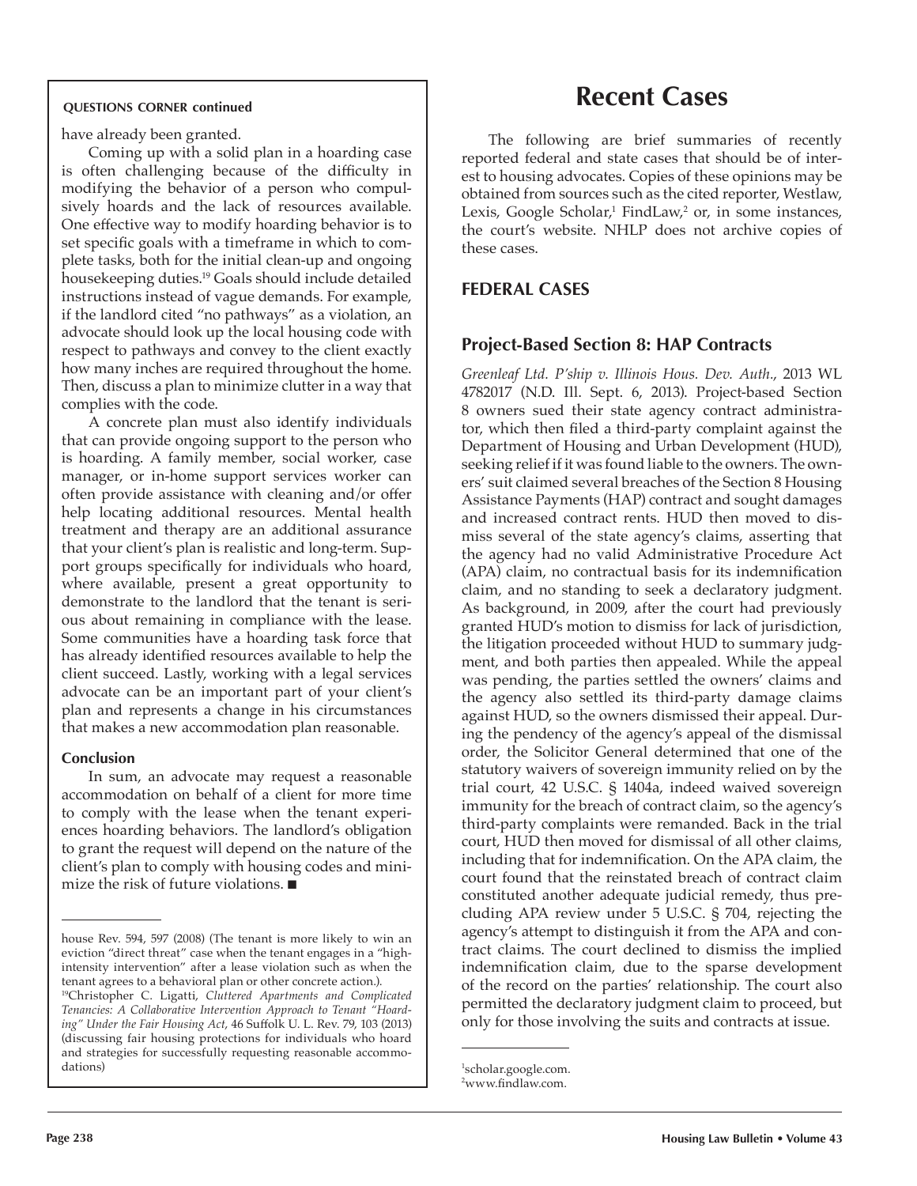**QUESTIONS CORNER continued**

have already been granted.

Coming up with a solid plan in a hoarding case is often challenging because of the difficulty in modifying the behavior of a person who compulsively hoards and the lack of resources available. One effective way to modify hoarding behavior is to set specific goals with a timeframe in which to complete tasks, both for the initial clean-up and ongoing housekeeping duties.[19] Goals should include detailed instructions instead of vague demands. For example, if the landlord cited "no pathways" as a violation, an advocate should look up the local housing code with respect to pathways and convey to the client exactly how many inches are required throughout the home. Then, discuss a plan to minimize clutter in a way that complies with the code.

A concrete plan must also identify individuals that can provide ongoing support to the person who is hoarding. A family member, social worker, case manager, or in-home support services worker can often provide assistance with cleaning and/or offer help locating additional resources. Mental health treatment and therapy are an additional assurance that your client's plan is realistic and long-term. Support groups specifically for individuals who hoard, where available, present a great opportunity to demonstrate to the landlord that the tenant is serious about remaining in compliance with the lease. Some communities have a hoarding task force that has already identified resources available to help the client succeed. Lastly, working with a legal services advocate can be an important part of your client's plan and represents a change in his circumstances that makes a new accommodation plan reasonable.

**Conclusion**

In sum, an advocate may request a reasonable accommodation on behalf of a client for more time to comply with the lease when the tenant experiences hoarding behaviors. The landlord's obligation to grant the request will depend on the nature of the client's plan to comply with housing codes and minimize the risk of future violations. ■

---

house Rev. 594, 597 (2008) (The tenant is more likely to win an eviction "direct threat" case when the tenant engages in a "high-intensity intervention" after a lease violation such as when the tenant agrees to a behavioral plan or other concrete action.).

[19] Christopher C. Ligatti, *Cluttered Apartments and Complicated Tenancies: A Collaborative Intervention Approach to Tenant "Hoarding" Under the Fair Housing Act*, 46 Suffolk U. L. Rev. 79, 103 (2013) (discussing fair housing protections for individuals who hoard and strategies for successfully requesting reasonable accommodations)

# Recent Cases

The following are brief summaries of recently reported federal and state cases that should be of interest to housing advocates. Copies of these opinions may be obtained from sources such as the cited reporter, Westlaw, Lexis, Google Scholar,[1] FindLaw,[2] or, in some instances, the court's website. NHLP does not archive copies of these cases.

## FEDERAL CASES

### Project-Based Section 8: HAP Contracts

*Greenleaf Ltd. P'ship v. Illinois Hous. Dev. Auth.*, 2013 WL 4782017 (N.D. Ill. Sept. 6, 2013). Project-based Section 8 owners sued their state agency contract administrator, which then filed a third-party complaint against the Department of Housing and Urban Development (HUD), seeking relief if it was found liable to the owners. The owners' suit claimed several breaches of the Section 8 Housing Assistance Payments (HAP) contract and sought damages and increased contract rents. HUD then moved to dismiss several of the state agency's claims, asserting that the agency had no valid Administrative Procedure Act (APA) claim, no contractual basis for its indemnification claim, and no standing to seek a declaratory judgment. As background, in 2009, after the court had previously granted HUD's motion to dismiss for lack of jurisdiction, the litigation proceeded without HUD to summary judgment, and both parties then appealed. While the appeal was pending, the parties settled the owners' claims and the agency also settled its third-party damage claims against HUD, so the owners dismissed their appeal. During the pendency of the agency's appeal of the dismissal order, the Solicitor General determined that one of the statutory waivers of sovereign immunity relied on by the trial court, 42 U.S.C. § 1404a, indeed waived sovereign immunity for the breach of contract claim, so the agency's third-party complaints were remanded. Back in the trial court, HUD then moved for dismissal of all other claims, including that for indemnification. On the APA claim, the court found that the reinstated breach of contract claim constituted another adequate judicial remedy, thus precluding APA review under 5 U.S.C. § 704, rejecting the agency's attempt to distinguish it from the APA and contract claims. The court declined to dismiss the implied indemnification claim, due to the sparse development of the record on the parties' relationship. The court also permitted the declaratory judgment claim to proceed, but only for those involving the suits and contracts at issue.

---

[1] scholar.google.com.

[2] www.findlaw.com.